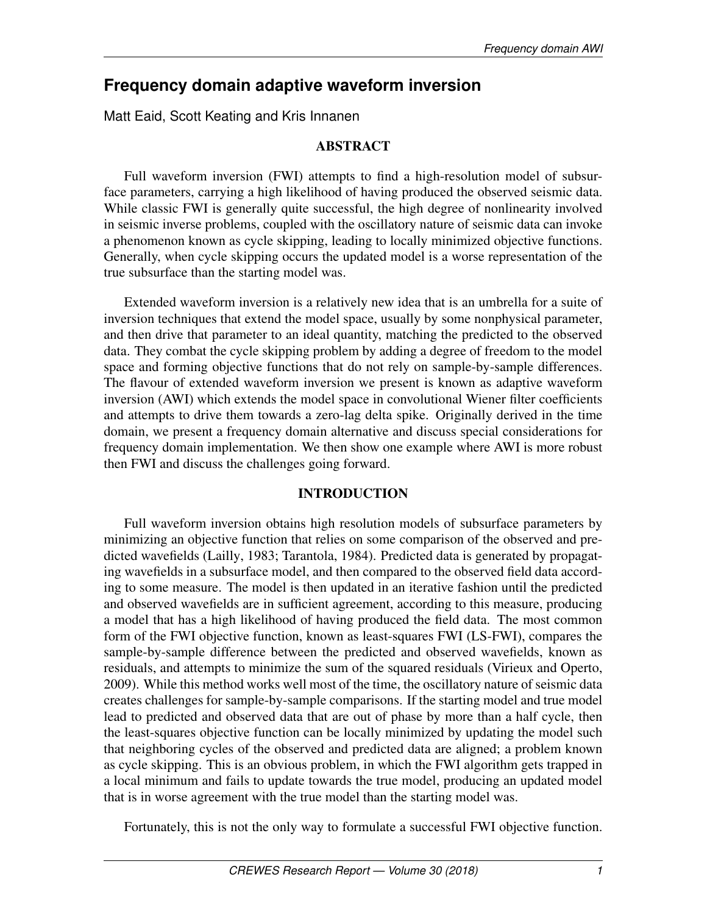# Frequency domain adaptive waveform inversion

Matt Eaid, Scott Keating and Kris Innanen

## ABSTRACT

Full waveform inversion (FWI) attempts to find a high-resolution model of subsurface parameters, carrying a high likelihood of having produced the observed seismic data. While classic FWI is generally quite successful, the high degree of nonlinearity involved in seismic inverse problems, coupled with the oscillatory nature of seismic data can invoke a phenomenon known as cycle skipping, leading to locally minimized objective functions. Generally, when cycle skipping occurs the updated model is a worse representation of the true subsurface than the starting model was.

Extended waveform inversion is a relatively new idea that is an umbrella for a suite of inversion techniques that extend the model space, usually by some nonphysical parameter, and then drive that parameter to an ideal quantity, matching the predicted to the observed data. They combat the cycle skipping problem by adding a degree of freedom to the model space and forming objective functions that do not rely on sample-by-sample differences. The flavour of extended waveform inversion we present is known as adaptive waveform inversion (AWI) which extends the model space in convolutional Wiener filter coefficients and attempts to drive them towards a zero-lag delta spike. Originally derived in the time domain, we present a frequency domain alternative and discuss special considerations for frequency domain implementation. We then show one example where AWI is more robust then FWI and discuss the challenges going forward.

## INTRODUCTION

Full waveform inversion obtains high resolution models of subsurface parameters by minimizing an objective function that relies on some comparison of the observed and predicted wavefields (Lailly, 1983; Tarantola, 1984). Predicted data is generated by propagating wavefields in a subsurface model, and then compared to the observed field data according to some measure. The model is then updated in an iterative fashion until the predicted and observed wavefields are in sufficient agreement, according to this measure, producing a model that has a high likelihood of having produced the field data. The most common form of the FWI objective function, known as least-squares FWI (LS-FWI), compares the sample-by-sample difference between the predicted and observed wavefields, known as residuals, and attempts to minimize the sum of the squared residuals (Virieux and Operto, 2009). While this method works well most of the time, the oscillatory nature of seismic data creates challenges for sample-by-sample comparisons. If the starting model and true model lead to predicted and observed data that are out of phase by more than a half cycle, then the least-squares objective function can be locally minimized by updating the model such that neighboring cycles of the observed and predicted data are aligned; a problem known as cycle skipping. This is an obvious problem, in which the FWI algorithm gets trapped in a local minimum and fails to update towards the true model, producing an updated model that is in worse agreement with the true model than the starting model was.

Fortunately, this is not the only way to formulate a successful FWI objective function.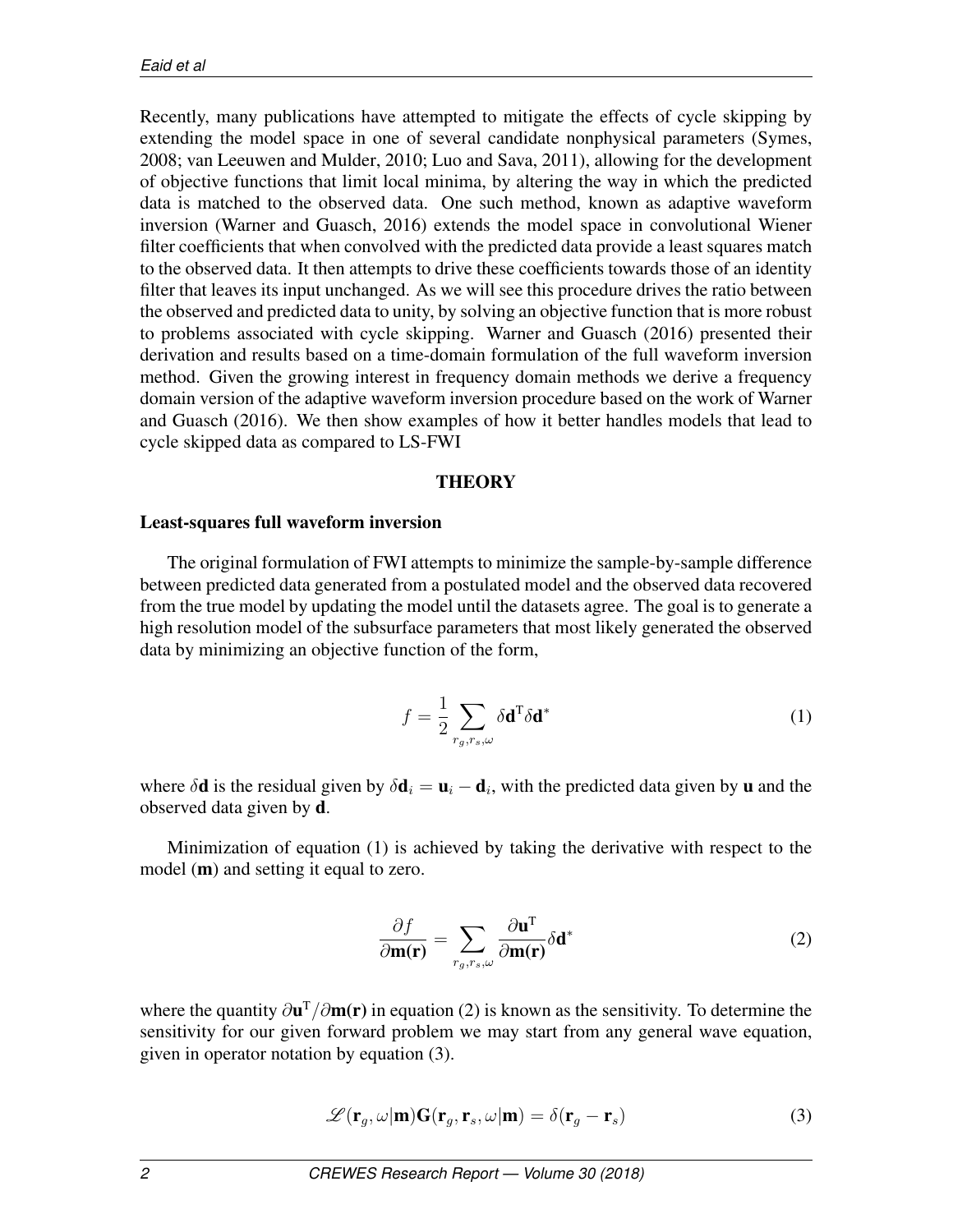Recently, many publications have attempted to mitigate the effects of cycle skipping by extending the model space in one of several candidate nonphysical parameters (Symes, 2008; van Leeuwen and Mulder, 2010; Luo and Sava, 2011), allowing for the development of objective functions that limit local minima, by altering the way in which the predicted data is matched to the observed data. One such method, known as adaptive waveform inversion (Warner and Guasch, 2016) extends the model space in convolutional Wiener filter coefficients that when convolved with the predicted data provide a least squares match to the observed data. It then attempts to drive these coefficients towards those of an identity filter that leaves its input unchanged. As we will see this procedure drives the ratio between the observed and predicted data to unity, by solving an objective function that is more robust to problems associated with cycle skipping. Warner and Guasch (2016) presented their derivation and results based on a time-domain formulation of the full waveform inversion method. Given the growing interest in frequency domain methods we derive a frequency domain version of the adaptive waveform inversion procedure based on the work of Warner and Guasch (2016). We then show examples of how it better handles models that lead to cycle skipped data as compared to LS-FWI

## THEORY

### Least-squares full waveform inversion

The original formulation of FWI attempts to minimize the sample-by-sample difference between predicted data generated from a postulated model and the observed data recovered from the true model by updating the model until the datasets agree. The goal is to generate a high resolution model of the subsurface parameters that most likely generated the observed data by minimizing an objective function of the form,

$$f = \frac{1}{2} \sum_{r_g, r_s, \omega} \delta \mathbf{d}^{\mathrm{T}} \delta \mathbf{d}^{*} \tag{1}$$

where $\delta \mathbf{d}$ is the residual given by $\delta \mathbf{d}_i = \mathbf{u}_i - \mathbf{d}_i$, with the predicted data given by $\mathbf{u}$ and the observed data given by $\mathbf{d}$.

Minimization of equation (1) is achieved by taking the derivative with respect to the model ($\mathbf{m}$) and setting it equal to zero.

$$\frac{\partial f}{\partial \mathbf{m}(\mathbf{r})} = \sum_{r_g, r_s, \omega} \frac{\partial \mathbf{u}^{\mathrm{T}}}{\partial \mathbf{m}(\mathbf{r})} \delta \mathbf{d}^{*} \tag{2}$$

where the quantity $\partial \mathbf{u}^{\mathrm{T}} / \partial \mathbf{m}(\mathbf{r})$ in equation (2) is known as the sensitivity. To determine the sensitivity for our given forward problem we may start from any general wave equation, given in operator notation by equation (3).

$$\mathscr{L}(\mathbf{r}_g, \omega | \mathbf{m}) \mathbf{G}(\mathbf{r}_g, \mathbf{r}_s, \omega | \mathbf{m}) = \delta(\mathbf{r}_g - \mathbf{r}_s) \tag{3}$$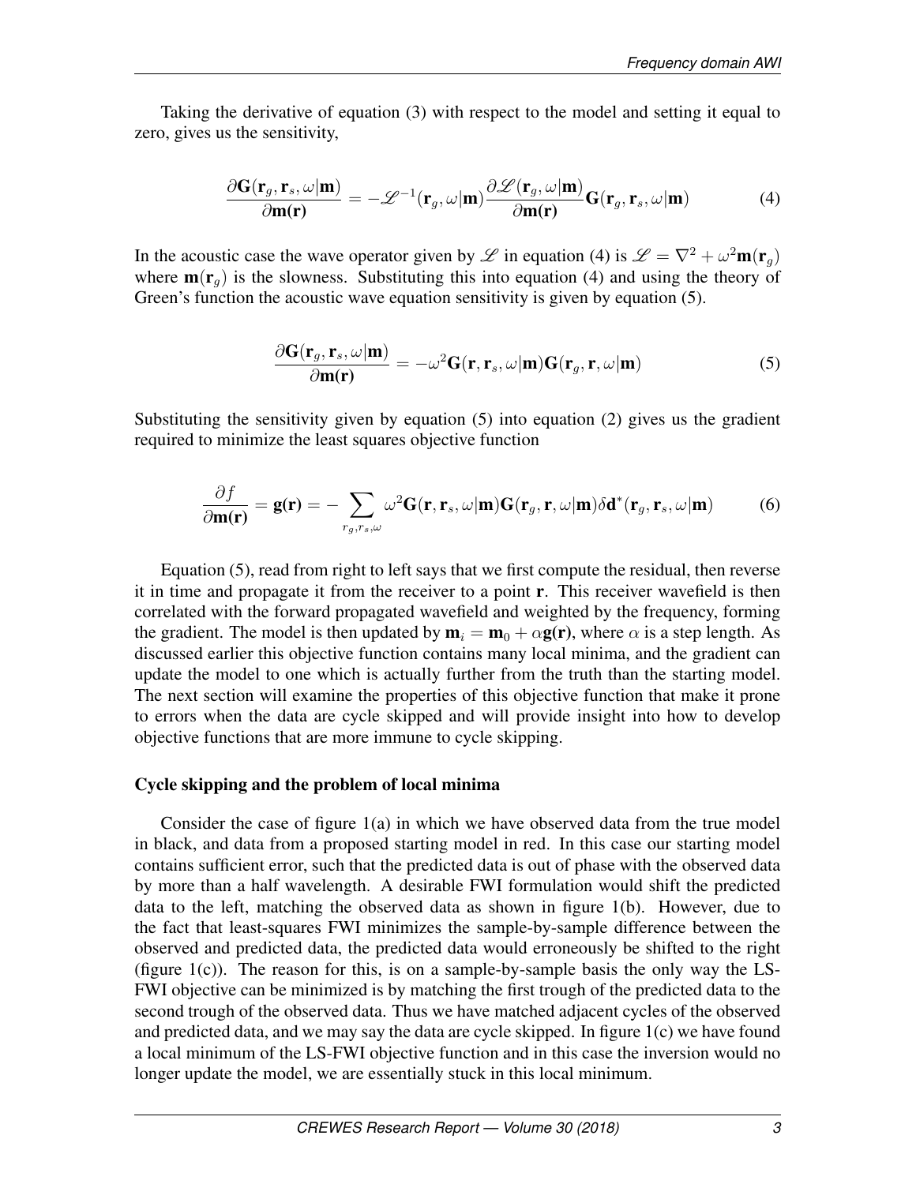Taking the derivative of equation (3) with respect to the model and setting it equal to zero, gives us the sensitivity,

$$\frac{\partial \mathbf{G}(\mathbf{r}_g, \mathbf{r}_s, \omega|\mathbf{m})}{\partial \mathbf{m}(\mathbf{r})} = -\mathscr{L}^{-1}(\mathbf{r}_g, \omega|\mathbf{m}) \frac{\partial \mathscr{L}(\mathbf{r}_g, \omega|\mathbf{m})}{\partial \mathbf{m}(\mathbf{r})} \mathbf{G}(\mathbf{r}_g, \mathbf{r}_s, \omega|\mathbf{m}) \tag{4}$$

In the acoustic case the wave operator given by $\mathscr{L}$ in equation (4) is $\mathscr{L} = \nabla^2 + \omega^2 \mathbf{m}(\mathbf{r}_g)$ where $\mathbf{m}(\mathbf{r}_g)$ is the slowness. Substituting this into equation (4) and using the theory of Green's function the acoustic wave equation sensitivity is given by equation (5).

$$\frac{\partial \mathbf{G}(\mathbf{r}_g, \mathbf{r}_s, \omega|\mathbf{m})}{\partial \mathbf{m}(\mathbf{r})} = -\omega^2 \mathbf{G}(\mathbf{r}, \mathbf{r}_s, \omega|\mathbf{m}) \mathbf{G}(\mathbf{r}_g, \mathbf{r}, \omega|\mathbf{m}) \tag{5}$$

Substituting the sensitivity given by equation (5) into equation (2) gives us the gradient required to minimize the least squares objective function

$$\frac{\partial f}{\partial \mathbf{m}(\mathbf{r})} = \mathbf{g}(\mathbf{r}) = -\sum_{r_g, r_s, \omega} \omega^2 \mathbf{G}(\mathbf{r}, \mathbf{r}_s, \omega|\mathbf{m}) \mathbf{G}(\mathbf{r}_g, \mathbf{r}, \omega|\mathbf{m}) \delta \mathbf{d}^*(\mathbf{r}_g, \mathbf{r}_s, \omega|\mathbf{m}) \tag{6}$$

Equation (5), read from right to left says that we first compute the residual, then reverse it in time and propagate it from the receiver to a point $\mathbf{r}$. This receiver wavefield is then correlated with the forward propagated wavefield and weighted by the frequency, forming the gradient. The model is then updated by $\mathbf{m}_i = \mathbf{m}_0 + \alpha \mathbf{g}(\mathbf{r})$, where $\alpha$ is a step length. As discussed earlier this objective function contains many local minima, and the gradient can update the model to one which is actually further from the truth than the starting model. The next section will examine the properties of this objective function that make it prone to errors when the data are cycle skipped and will provide insight into how to develop objective functions that are more immune to cycle skipping.

### Cycle skipping and the problem of local minima

Consider the case of figure 1(a) in which we have observed data from the true model in black, and data from a proposed starting model in red. In this case our starting model contains sufficient error, such that the predicted data is out of phase with the observed data by more than a half wavelength. A desirable FWI formulation would shift the predicted data to the left, matching the observed data as shown in figure 1(b). However, due to the fact that least-squares FWI minimizes the sample-by-sample difference between the observed and predicted data, the predicted data would erroneously be shifted to the right (figure 1(c)). The reason for this, is on a sample-by-sample basis the only way the LS-FWI objective can be minimized is by matching the first trough of the predicted data to the second trough of the observed data. Thus we have matched adjacent cycles of the observed and predicted data, and we may say the data are cycle skipped. In figure 1(c) we have found a local minimum of the LS-FWI objective function and in this case the inversion would no longer update the model, we are essentially stuck in this local minimum.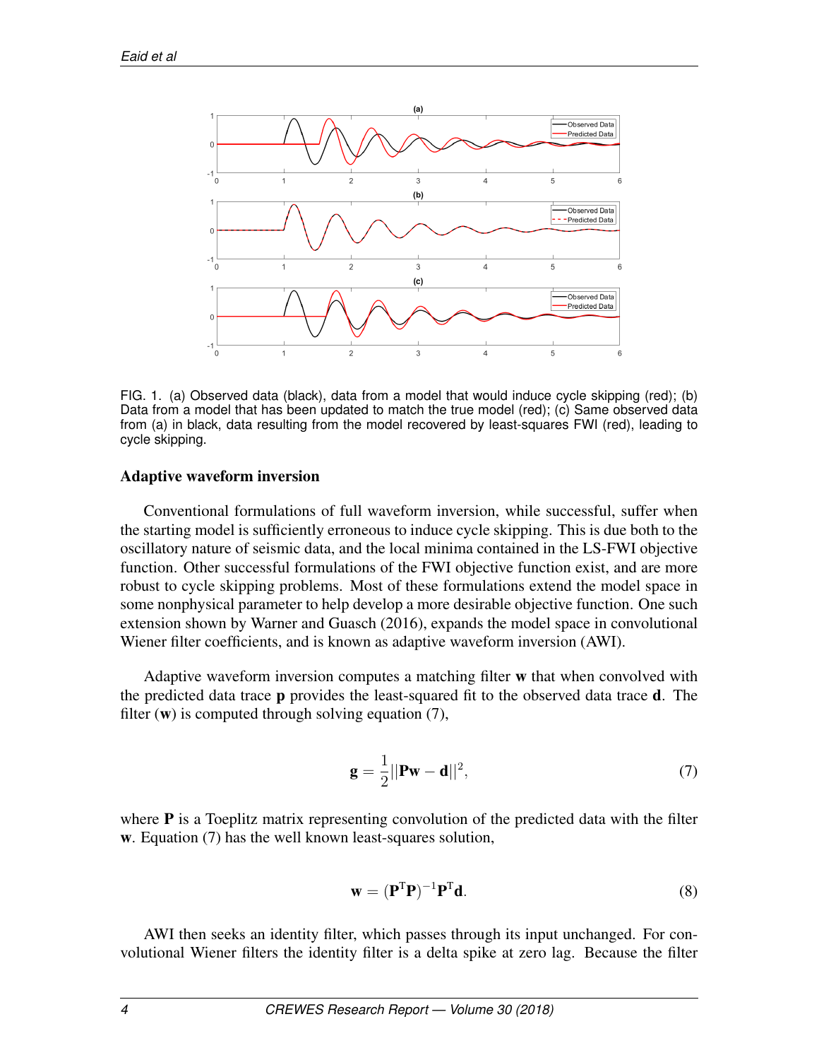FIG. 1. (a) Observed data (black), data from a model that would induce cycle skipping (red); (b) Data from a model that has been updated to match the true model (red); (c) Same observed data from (a) in black, data resulting from the model recovered by least-squares FWI (red), leading to cycle skipping.

### Adaptive waveform inversion

Conventional formulations of full waveform inversion, while successful, suffer when the starting model is sufficiently erroneous to induce cycle skipping. This is due both to the oscillatory nature of seismic data, and the local minima contained in the LS-FWI objective function. Other successful formulations of the FWI objective function exist, and are more robust to cycle skipping problems. Most of these formulations extend the model space in some nonphysical parameter to help develop a more desirable objective function. One such extension shown by Warner and Guasch (2016), expands the model space in convolutional Wiener filter coefficients, and is known as adaptive waveform inversion (AWI).

Adaptive waveform inversion computes a matching filter $\mathbf{w}$ that when convolved with the predicted data trace $\mathbf{p}$ provides the least-squared fit to the observed data trace $\mathbf{d}$. The filter ($\mathbf{w}$) is computed through solving equation (7),

$$\mathbf{g} = \frac{1}{2}||\mathbf{P}\mathbf{w} - \mathbf{d}||^2, \tag{7}$$

where $\mathbf{P}$ is a Toeplitz matrix representing convolution of the predicted data with the filter $\mathbf{w}$. Equation (7) has the well known least-squares solution,

$$\mathbf{w} = (\mathbf{P}^{\mathrm{T}}\mathbf{P})^{-1}\mathbf{P}^{\mathrm{T}}\mathbf{d}. \tag{8}$$

AWI then seeks an identity filter, which passes through its input unchanged. For convolutional Wiener filters the identity filter is a delta spike at zero lag. Because the filter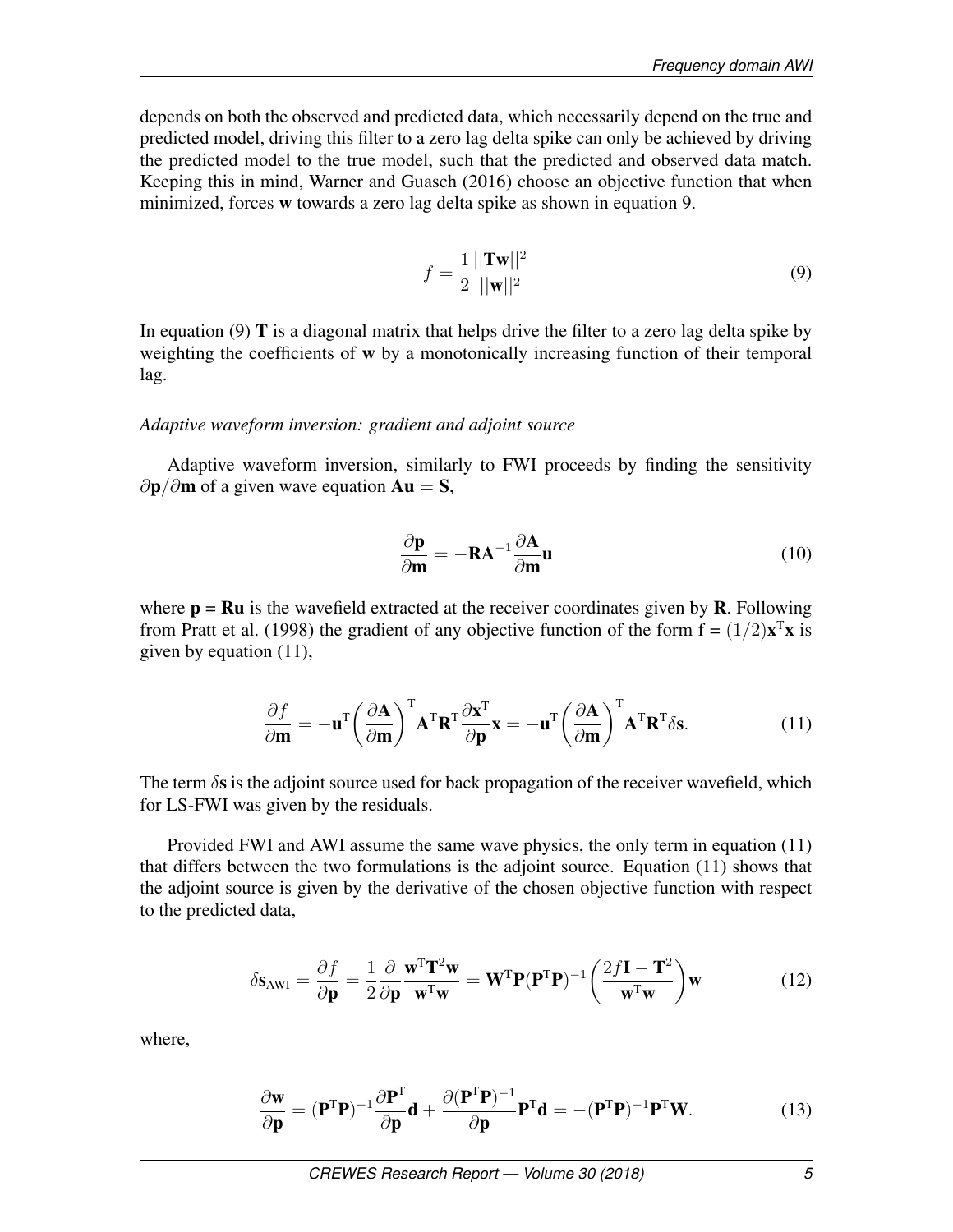depends on both the observed and predicted data, which necessarily depend on the true and predicted model, driving this filter to a zero lag delta spike can only be achieved by driving the predicted model to the true model, such that the predicted and observed data match. Keeping this in mind, Warner and Guasch (2016) choose an objective function that when minimized, forces $\mathbf{w}$ towards a zero lag delta spike as shown in equation 9.

$$f = \frac{1}{2}\frac{||\mathbf{Tw}||^2}{||\mathbf{w}||^2} \tag{9}$$

In equation (9) $\mathbf{T}$ is a diagonal matrix that helps drive the filter to a zero lag delta spike by weighting the coefficients of $\mathbf{w}$ by a monotonically increasing function of their temporal lag.

*Adaptive waveform inversion: gradient and adjoint source*

Adaptive waveform inversion, similarly to FWI proceeds by finding the sensitivity $\partial\mathbf{p}/\partial\mathbf{m}$ of a given wave equation $\mathbf{Au} = \mathbf{S}$,

$$\frac{\partial \mathbf{p}}{\partial \mathbf{m}} = -\mathbf{R}\mathbf{A}^{-1}\frac{\partial \mathbf{A}}{\partial \mathbf{m}}\mathbf{u} \tag{10}$$

where $\mathbf{p} = \mathbf{Ru}$ is the wavefield extracted at the receiver coordinates given by $\mathbf{R}$. Following from Pratt et al. (1998) the gradient of any objective function of the form $\text{f} = (1/2)\mathbf{x}^{\text{T}}\mathbf{x}$ is given by equation (11),

$$\frac{\partial f}{\partial \mathbf{m}} = -\mathbf{u}^{\text{T}}\left(\frac{\partial \mathbf{A}}{\partial \mathbf{m}}\right)^{\text{T}}\mathbf{A}^{\text{T}}\mathbf{R}^{\text{T}}\frac{\partial \mathbf{x}^{\text{T}}}{\partial \mathbf{p}}\mathbf{x} = -\mathbf{u}^{\text{T}}\left(\frac{\partial \mathbf{A}}{\partial \mathbf{m}}\right)^{\text{T}}\mathbf{A}^{\text{T}}\mathbf{R}^{\text{T}}\delta\mathbf{s}. \tag{11}$$

The term $\delta\mathbf{s}$ is the adjoint source used for back propagation of the receiver wavefield, which for LS-FWI was given by the residuals.

Provided FWI and AWI assume the same wave physics, the only term in equation (11) that differs between the two formulations is the adjoint source. Equation (11) shows that the adjoint source is given by the derivative of the chosen objective function with respect to the predicted data,

$$\delta\mathbf{s}_{\text{AWI}} = \frac{\partial f}{\partial \mathbf{p}} = \frac{1}{2}\frac{\partial}{\partial \mathbf{p}}\frac{\mathbf{w}^{\text{T}}\mathbf{T}^2\mathbf{w}}{\mathbf{w}^{\text{T}}\mathbf{w}} = \mathbf{W}^{\mathbf{T}}\mathbf{P}(\mathbf{P}^{\text{T}}\mathbf{P})^{-1}\left(\frac{2f\mathbf{I} - \mathbf{T}^2}{\mathbf{w}^{\text{T}}\mathbf{w}}\right)\mathbf{w} \tag{12}$$

where,

$$\frac{\partial \mathbf{w}}{\partial \mathbf{p}} = (\mathbf{P}^{\text{T}}\mathbf{P})^{-1}\frac{\partial \mathbf{P}^{\text{T}}}{\partial \mathbf{p}}\mathbf{d} + \frac{\partial(\mathbf{P}^{\text{T}}\mathbf{P})^{-1}}{\partial \mathbf{p}}\mathbf{P}^{\text{T}}\mathbf{d} = -(\mathbf{P}^{\text{T}}\mathbf{P})^{-1}\mathbf{P}^{\text{T}}\mathbf{W}. \tag{13}$$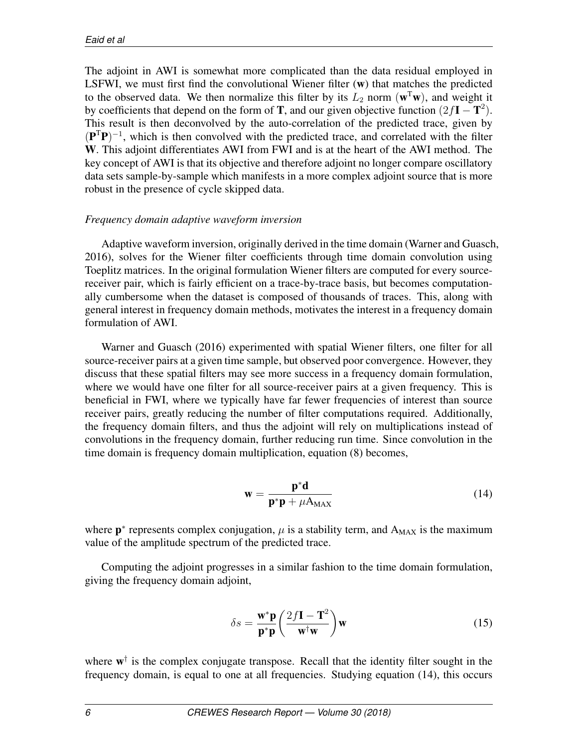The adjoint in AWI is somewhat more complicated than the data residual employed in LSFWI, we must first find the convolutional Wiener filter ($\mathbf{w}$) that matches the predicted to the observed data. We then normalize this filter by its $L_2$ norm ($\mathbf{w}^{\mathrm{T}}\mathbf{w}$), and weight it by coefficients that depend on the form of $\mathbf{T}$, and our given objective function $(2f\mathbf{I} - \mathbf{T}^2)$. This result is then deconvolved by the auto-correlation of the predicted trace, given by $(\mathbf{P}^{\mathrm{T}}\mathbf{P})^{-1}$, which is then convolved with the predicted trace, and correlated with the filter $\mathbf{W}$. This adjoint differentiates AWI from FWI and is at the heart of the AWI method. The key concept of AWI is that its objective and therefore adjoint no longer compare oscillatory data sets sample-by-sample which manifests in a more complex adjoint source that is more robust in the presence of cycle skipped data.

*Frequency domain adaptive waveform inversion*

Adaptive waveform inversion, originally derived in the time domain (Warner and Guasch, 2016), solves for the Wiener filter coefficients through time domain convolution using Toeplitz matrices. In the original formulation Wiener filters are computed for every source-receiver pair, which is fairly efficient on a trace-by-trace basis, but becomes computationally cumbersome when the dataset is composed of thousands of traces. This, along with general interest in frequency domain methods, motivates the interest in a frequency domain formulation of AWI.

Warner and Guasch (2016) experimented with spatial Wiener filters, one filter for all source-receiver pairs at a given time sample, but observed poor convergence. However, they discuss that these spatial filters may see more success in a frequency domain formulation, where we would have one filter for all source-receiver pairs at a given frequency. This is beneficial in FWI, where we typically have far fewer frequencies of interest than source receiver pairs, greatly reducing the number of filter computations required. Additionally, the frequency domain filters, and thus the adjoint will rely on multiplications instead of convolutions in the frequency domain, further reducing run time. Since convolution in the time domain is frequency domain multiplication, equation (8) becomes,

$$\mathbf{w} = \frac{\mathbf{p}^{*}\mathbf{d}}{\mathbf{p}^{*}\mathbf{p} + \mu \mathrm{A}_{\mathrm{MAX}}} \tag{14}$$

where $\mathbf{p}^{*}$ represents complex conjugation, $\mu$ is a stability term, and $\mathrm{A}_{\mathrm{MAX}}$ is the maximum value of the amplitude spectrum of the predicted trace.

Computing the adjoint progresses in a similar fashion to the time domain formulation, giving the frequency domain adjoint,

$$\delta s = \frac{\mathbf{w}^{*}\mathbf{p}}{\mathbf{p}^{*}\mathbf{p}} \left( \frac{2f\mathbf{I} - \mathbf{T}^2}{\mathbf{w}^{\dagger}\mathbf{w}} \right) \mathbf{w} \tag{15}$$

where $\mathbf{w}^{\dagger}$ is the complex conjugate transpose. Recall that the identity filter sought in the frequency domain, is equal to one at all frequencies. Studying equation (14), this occurs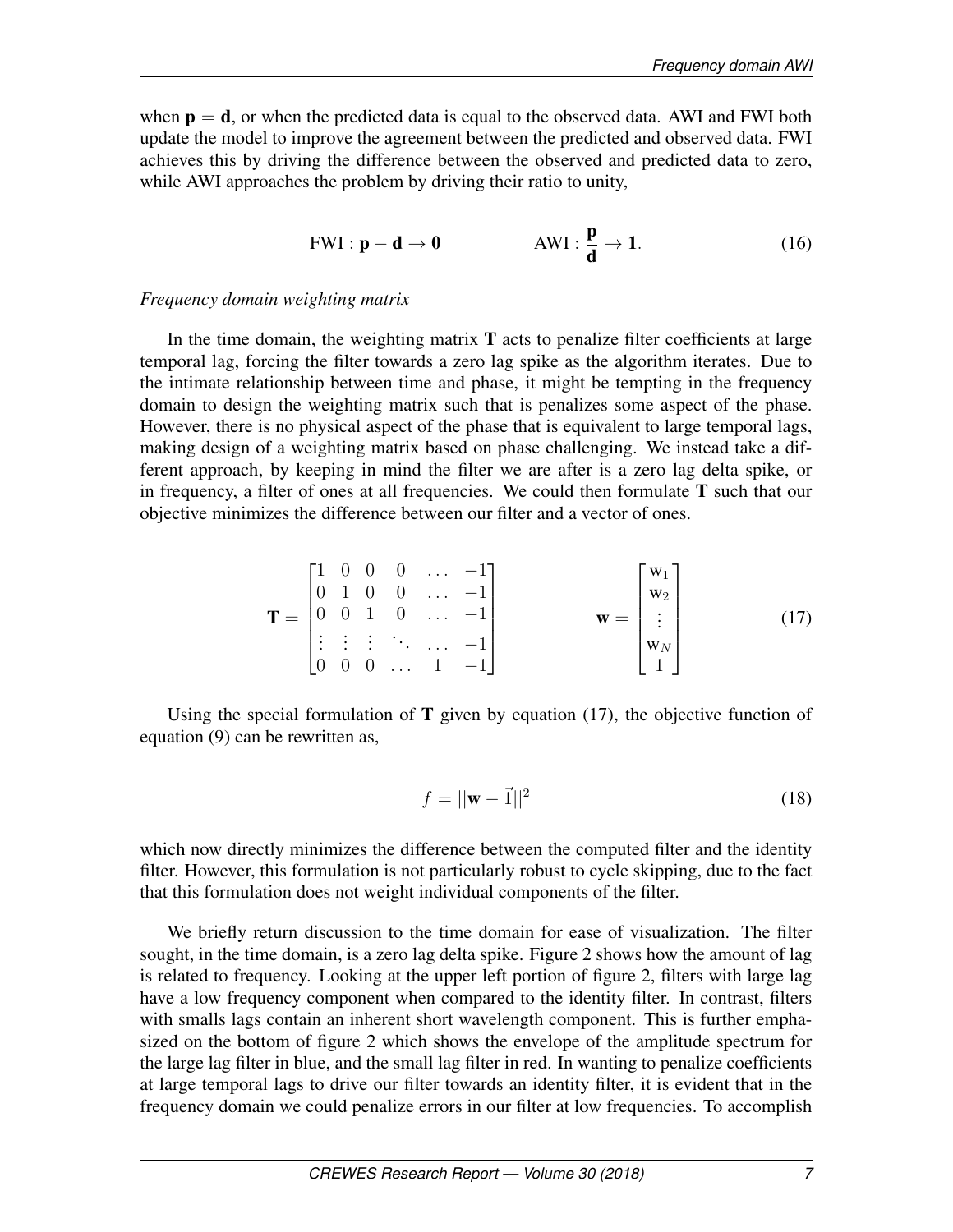when $\mathbf{p} = \mathbf{d}$, or when the predicted data is equal to the observed data. AWI and FWI both update the model to improve the agreement between the predicted and observed data. FWI achieves this by driving the difference between the observed and predicted data to zero, while AWI approaches the problem by driving their ratio to unity,

$$\text{FWI} : \mathbf{p} - \mathbf{d} \rightarrow \mathbf{0} \qquad\qquad \text{AWI} : \frac{\mathbf{p}}{\mathbf{d}} \rightarrow \mathbf{1}. \tag{16}$$

*Frequency domain weighting matrix*

In the time domain, the weighting matrix $\mathbf{T}$ acts to penalize filter coefficients at large temporal lag, forcing the filter towards a zero lag spike as the algorithm iterates. Due to the intimate relationship between time and phase, it might be tempting in the frequency domain to design the weighting matrix such that is penalizes some aspect of the phase. However, there is no physical aspect of the phase that is equivalent to large temporal lags, making design of a weighting matrix based on phase challenging. We instead take a different approach, by keeping in mind the filter we are after is a zero lag delta spike, or in frequency, a filter of ones at all frequencies. We could then formulate $\mathbf{T}$ such that our objective minimizes the difference between our filter and a vector of ones.

$$\mathbf{T} = \begin{bmatrix} 1 & 0 & 0 & 0 & \dots & -1 \\ 0 & 1 & 0 & 0 & \dots & -1 \\ 0 & 0 & 1 & 0 & \dots & -1 \\ \vdots & \vdots & \vdots & \ddots & \dots & -1 \\ 0 & 0 & 0 & \dots & 1 & -1 \end{bmatrix} \qquad\qquad \mathbf{w} = \begin{bmatrix} \mathrm{w}_1 \\ \mathrm{w}_2 \\ \vdots \\ \mathrm{w}_N \\ 1 \end{bmatrix} \tag{17}$$

Using the special formulation of $\mathbf{T}$ given by equation (17), the objective function of equation (9) can be rewritten as,

$$f = ||\mathbf{w} - \vec{1}||^2 \tag{18}$$

which now directly minimizes the difference between the computed filter and the identity filter. However, this formulation is not particularly robust to cycle skipping, due to the fact that this formulation does not weight individual components of the filter.

We briefly return discussion to the time domain for ease of visualization. The filter sought, in the time domain, is a zero lag delta spike. Figure 2 shows how the amount of lag is related to frequency. Looking at the upper left portion of figure 2, filters with large lag have a low frequency component when compared to the identity filter. In contrast, filters with smalls lags contain an inherent short wavelength component. This is further emphasized on the bottom of figure 2 which shows the envelope of the amplitude spectrum for the large lag filter in blue, and the small lag filter in red. In wanting to penalize coefficients at large temporal lags to drive our filter towards an identity filter, it is evident that in the frequency domain we could penalize errors in our filter at low frequencies. To accomplish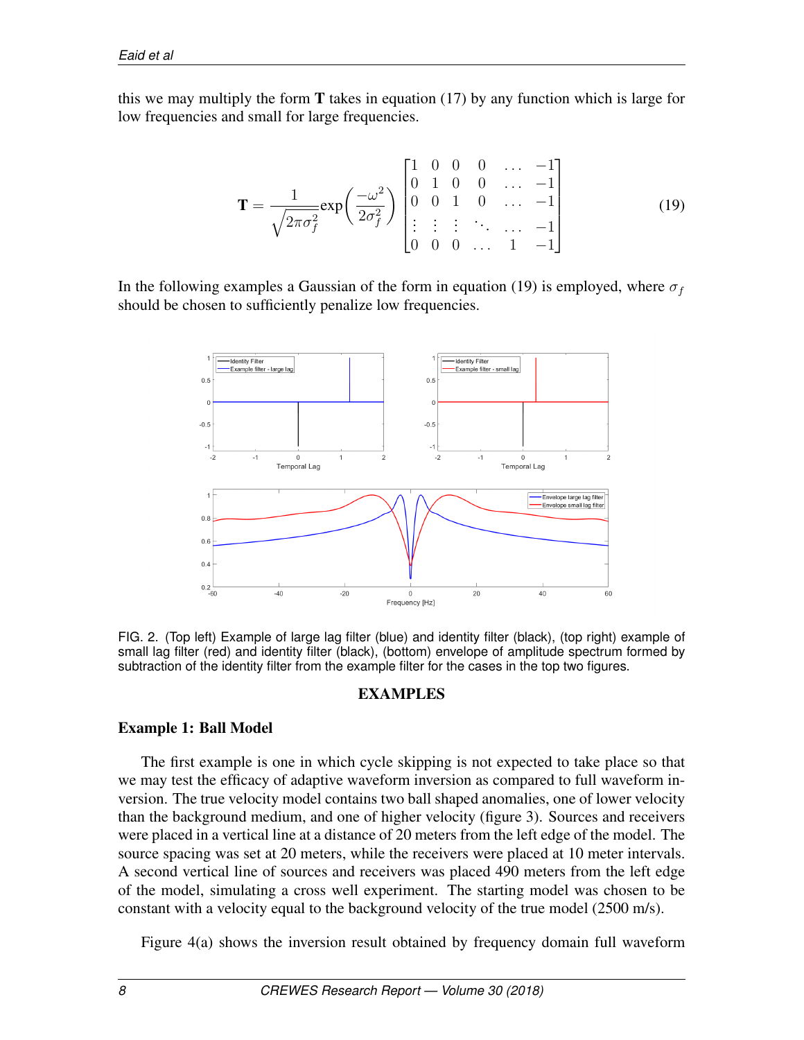this we may multiply the form $\mathbf{T}$ takes in equation (17) by any function which is large for low frequencies and small for large frequencies.

$$\mathbf{T} = \frac{1}{\sqrt{2\pi\sigma_f^2}} \exp\left(\frac{-\omega^2}{2\sigma_f^2}\right) \begin{bmatrix} 1 & 0 & 0 & 0 & \dots & -1 \\ 0 & 1 & 0 & 0 & \dots & -1 \\ 0 & 0 & 1 & 0 & \dots & -1 \\ \vdots & \vdots & \vdots & \ddots & \dots & -1 \\ 0 & 0 & 0 & \dots & 1 & -1 \end{bmatrix} \tag{19}$$

In the following examples a Gaussian of the form in equation (19) is employed, where $\sigma_f$ should be chosen to sufficiently penalize low frequencies.

FIG. 2. (Top left) Example of large lag filter (blue) and identity filter (black), (top right) example of small lag filter (red) and identity filter (black), (bottom) envelope of amplitude spectrum formed by subtraction of the identity filter from the example filter for the cases in the top two figures.

## EXAMPLES

### Example 1: Ball Model

The first example is one in which cycle skipping is not expected to take place so that we may test the efficacy of adaptive waveform inversion as compared to full waveform inversion. The true velocity model contains two ball shaped anomalies, one of lower velocity than the background medium, and one of higher velocity (figure 3). Sources and receivers were placed in a vertical line at a distance of 20 meters from the left edge of the model. The source spacing was set at 20 meters, while the receivers were placed at 10 meter intervals. A second vertical line of sources and receivers was placed 490 meters from the left edge of the model, simulating a cross well experiment. The starting model was chosen to be constant with a velocity equal to the background velocity of the true model (2500 m/s).

Figure 4(a) shows the inversion result obtained by frequency domain full waveform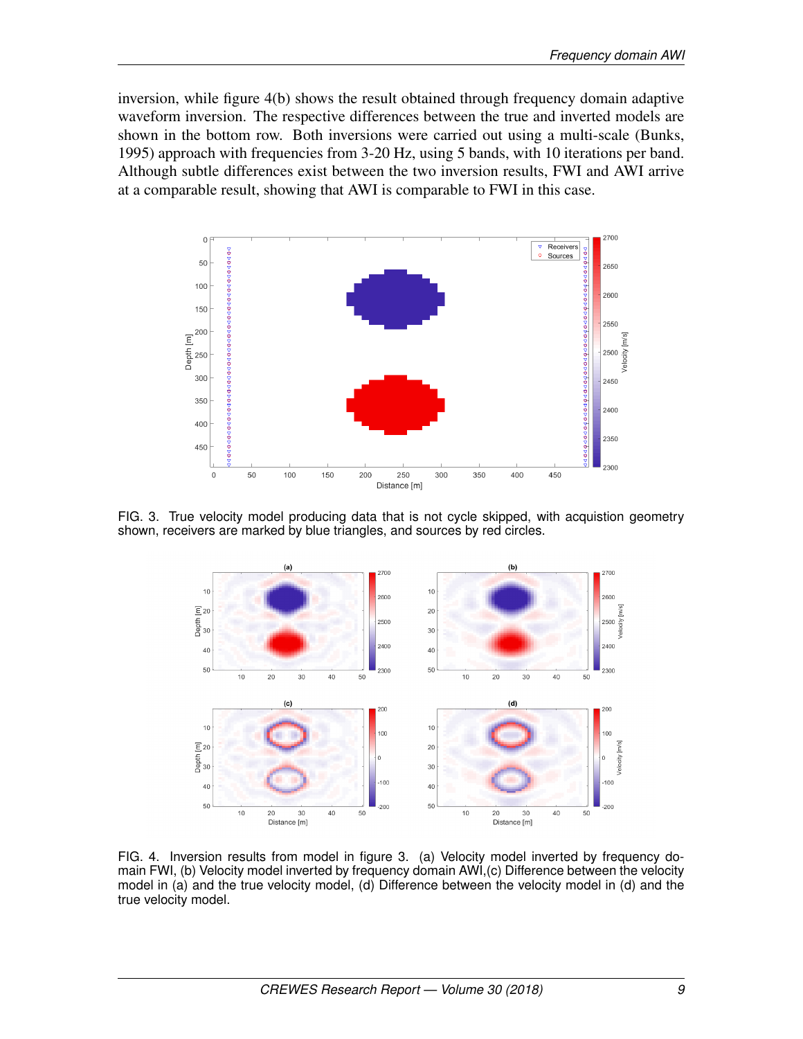inversion, while figure 4(b) shows the result obtained through frequency domain adaptive waveform inversion. The respective differences between the true and inverted models are shown in the bottom row. Both inversions were carried out using a multi-scale (Bunks, 1995) approach with frequencies from 3-20 Hz, using 5 bands, with 10 iterations per band. Although subtle differences exist between the two inversion results, FWI and AWI arrive at a comparable result, showing that AWI is comparable to FWI in this case.

FIG. 3. True velocity model producing data that is not cycle skipped, with acquistion geometry shown, receivers are marked by blue triangles, and sources by red circles.

FIG. 4. Inversion results from model in figure 3. (a) Velocity model inverted by frequency domain FWI, (b) Velocity model inverted by frequency domain AWI,(c) Difference between the velocity model in (a) and the true velocity model, (d) Difference between the velocity model in (d) and the true velocity model.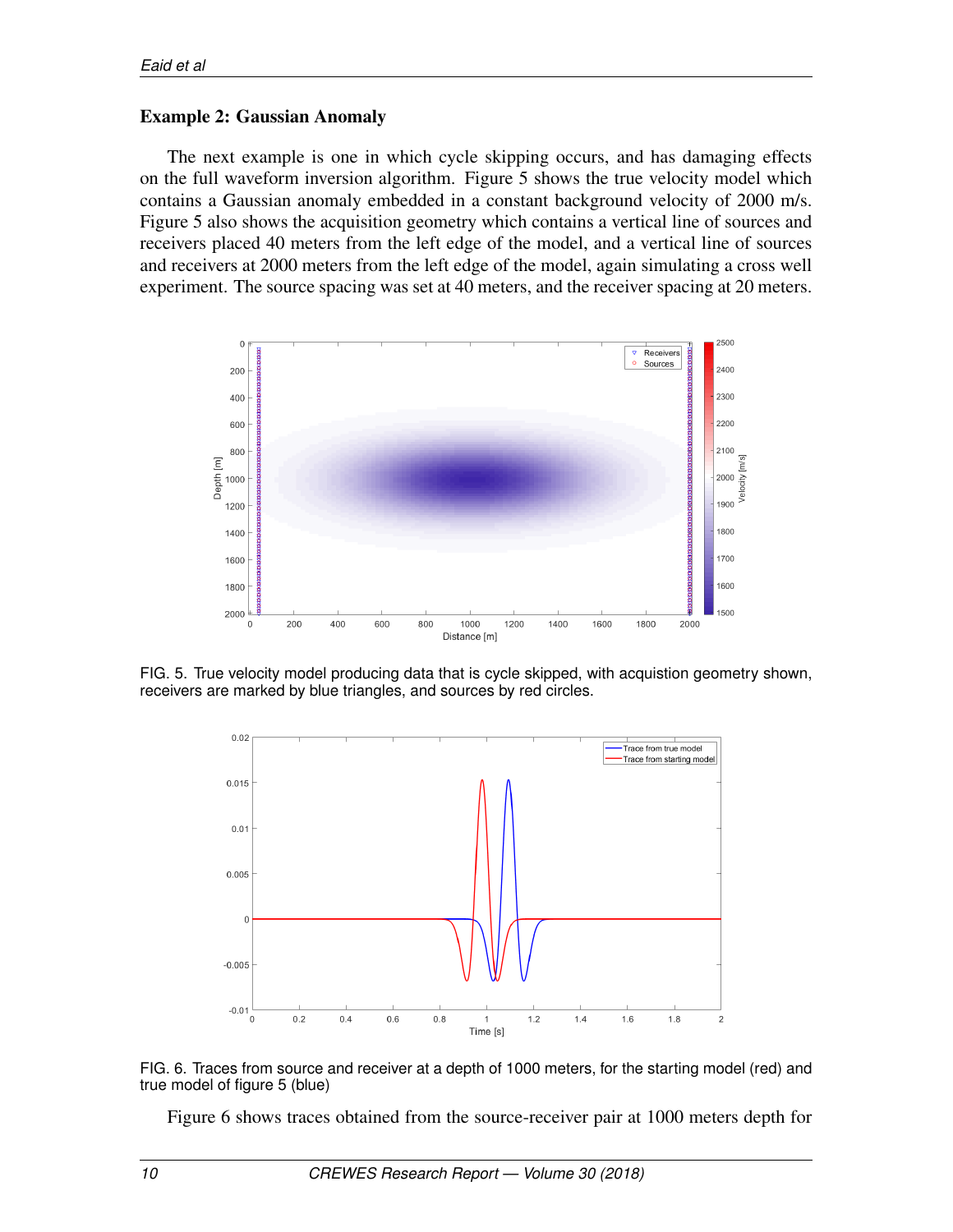### Example 2: Gaussian Anomaly

The next example is one in which cycle skipping occurs, and has damaging effects on the full waveform inversion algorithm. Figure 5 shows the true velocity model which contains a Gaussian anomaly embedded in a constant background velocity of 2000 m/s. Figure 5 also shows the acquisition geometry which contains a vertical line of sources and receivers placed 40 meters from the left edge of the model, and a vertical line of sources and receivers at 2000 meters from the left edge of the model, again simulating a cross well experiment. The source spacing was set at 40 meters, and the receiver spacing at 20 meters.

FIG. 5. True velocity model producing data that is cycle skipped, with acquistion geometry shown, receivers are marked by blue triangles, and sources by red circles.

FIG. 6. Traces from source and receiver at a depth of 1000 meters, for the starting model (red) and true model of figure 5 (blue)

Figure 6 shows traces obtained from the source-receiver pair at 1000 meters depth for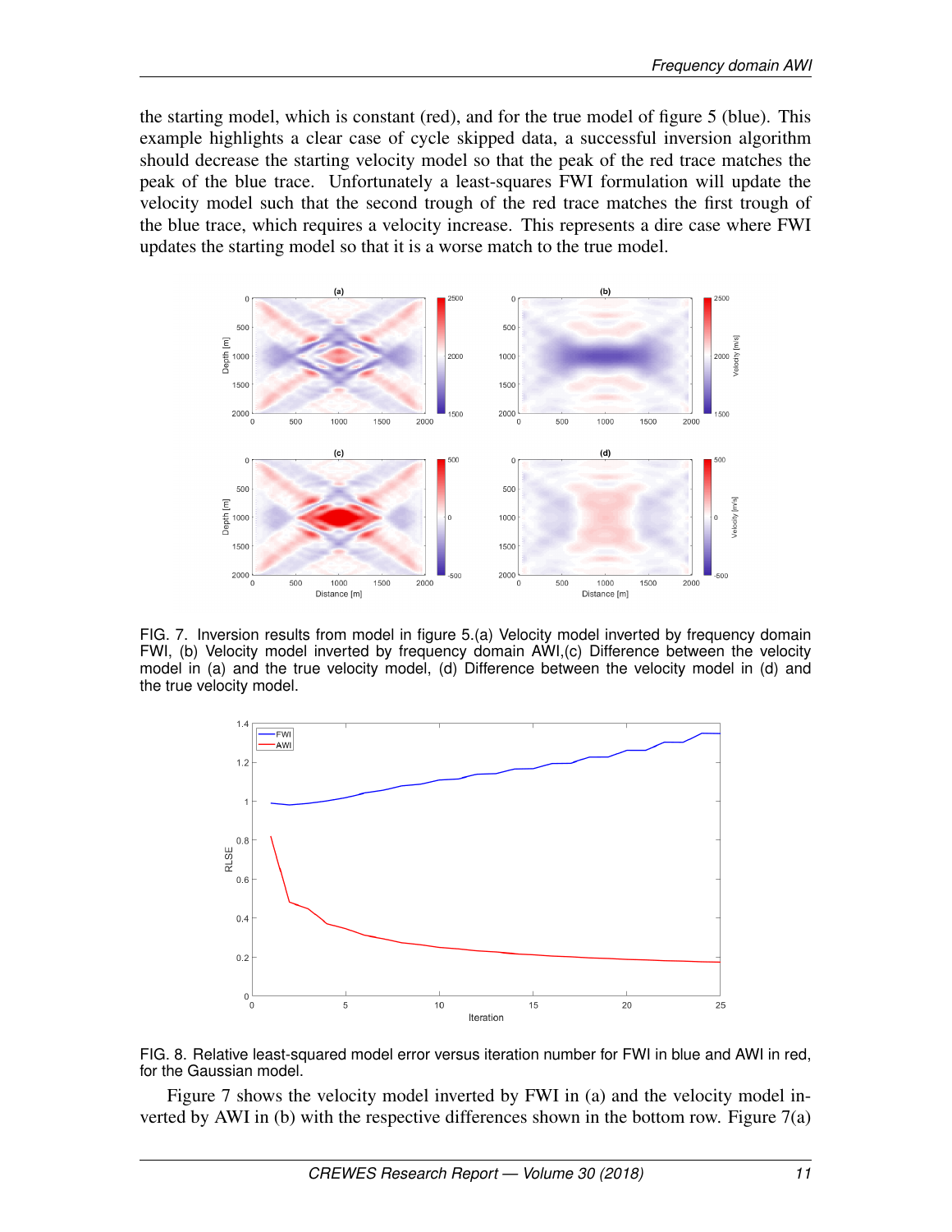the starting model, which is constant (red), and for the true model of figure 5 (blue). This example highlights a clear case of cycle skipped data, a successful inversion algorithm should decrease the starting velocity model so that the peak of the red trace matches the peak of the blue trace. Unfortunately a least-squares FWI formulation will update the velocity model such that the second trough of the red trace matches the first trough of the blue trace, which requires a velocity increase. This represents a dire case where FWI updates the starting model so that it is a worse match to the true model.

FIG. 7. Inversion results from model in figure 5.(a) Velocity model inverted by frequency domain FWI, (b) Velocity model inverted by frequency domain AWI,(c) Difference between the velocity model in (a) and the true velocity model, (d) Difference between the velocity model in (d) and the true velocity model.

FIG. 8. Relative least-squared model error versus iteration number for FWI in blue and AWI in red, for the Gaussian model.

Figure 7 shows the velocity model inverted by FWI in (a) and the velocity model inverted by AWI in (b) with the respective differences shown in the bottom row. Figure 7(a)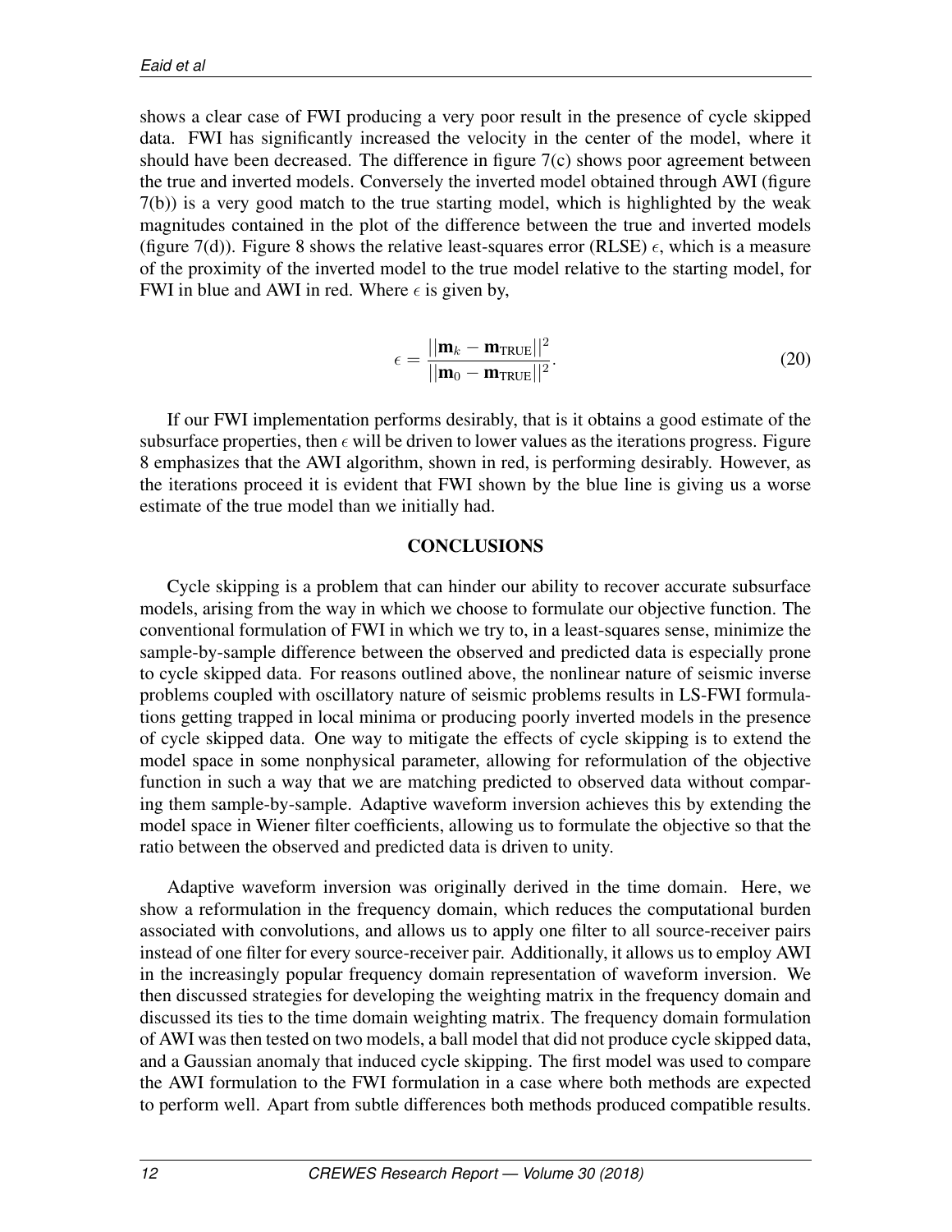shows a clear case of FWI producing a very poor result in the presence of cycle skipped data. FWI has significantly increased the velocity in the center of the model, where it should have been decreased. The difference in figure 7(c) shows poor agreement between the true and inverted models. Conversely the inverted model obtained through AWI (figure 7(b)) is a very good match to the true starting model, which is highlighted by the weak magnitudes contained in the plot of the difference between the true and inverted models (figure 7(d)). Figure 8 shows the relative least-squares error (RLSE) $\epsilon$, which is a measure of the proximity of the inverted model to the true model relative to the starting model, for FWI in blue and AWI in red. Where $\epsilon$ is given by,

$$\epsilon = \frac{||\mathbf{m}_k - \mathbf{m}_{\text{TRUE}}||^2}{||\mathbf{m}_0 - \mathbf{m}_{\text{TRUE}}||^2}. \tag{20}$$

If our FWI implementation performs desirably, that is it obtains a good estimate of the subsurface properties, then $\epsilon$ will be driven to lower values as the iterations progress. Figure 8 emphasizes that the AWI algorithm, shown in red, is performing desirably. However, as the iterations proceed it is evident that FWI shown by the blue line is giving us a worse estimate of the true model than we initially had.

## CONCLUSIONS

Cycle skipping is a problem that can hinder our ability to recover accurate subsurface models, arising from the way in which we choose to formulate our objective function. The conventional formulation of FWI in which we try to, in a least-squares sense, minimize the sample-by-sample difference between the observed and predicted data is especially prone to cycle skipped data. For reasons outlined above, the nonlinear nature of seismic inverse problems coupled with oscillatory nature of seismic problems results in LS-FWI formulations getting trapped in local minima or producing poorly inverted models in the presence of cycle skipped data. One way to mitigate the effects of cycle skipping is to extend the model space in some nonphysical parameter, allowing for reformulation of the objective function in such a way that we are matching predicted to observed data without comparing them sample-by-sample. Adaptive waveform inversion achieves this by extending the model space in Wiener filter coefficients, allowing us to formulate the objective so that the ratio between the observed and predicted data is driven to unity.

Adaptive waveform inversion was originally derived in the time domain. Here, we show a reformulation in the frequency domain, which reduces the computational burden associated with convolutions, and allows us to apply one filter to all source-receiver pairs instead of one filter for every source-receiver pair. Additionally, it allows us to employ AWI in the increasingly popular frequency domain representation of waveform inversion. We then discussed strategies for developing the weighting matrix in the frequency domain and discussed its ties to the time domain weighting matrix. The frequency domain formulation of AWI was then tested on two models, a ball model that did not produce cycle skipped data, and a Gaussian anomaly that induced cycle skipping. The first model was used to compare the AWI formulation to the FWI formulation in a case where both methods are expected to perform well. Apart from subtle differences both methods produced compatible results.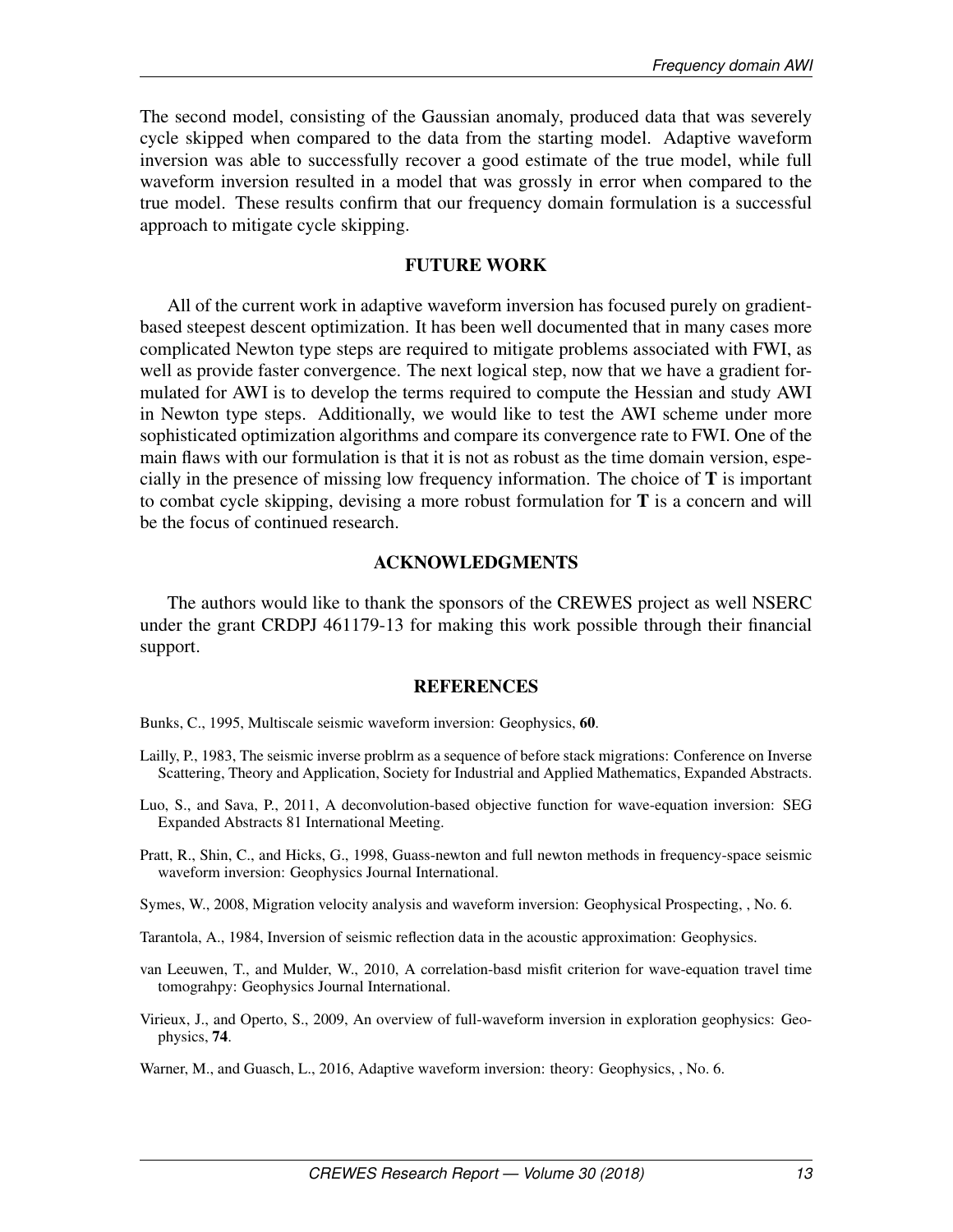The second model, consisting of the Gaussian anomaly, produced data that was severely cycle skipped when compared to the data from the starting model. Adaptive waveform inversion was able to successfully recover a good estimate of the true model, while full waveform inversion resulted in a model that was grossly in error when compared to the true model. These results confirm that our frequency domain formulation is a successful approach to mitigate cycle skipping.

## FUTURE WORK

All of the current work in adaptive waveform inversion has focused purely on gradient-based steepest descent optimization. It has been well documented that in many cases more complicated Newton type steps are required to mitigate problems associated with FWI, as well as provide faster convergence. The next logical step, now that we have a gradient formulated for AWI is to develop the terms required to compute the Hessian and study AWI in Newton type steps. Additionally, we would like to test the AWI scheme under more sophisticated optimization algorithms and compare its convergence rate to FWI. One of the main flaws with our formulation is that it is not as robust as the time domain version, especially in the presence of missing low frequency information. The choice of $\mathbf{T}$ is important to combat cycle skipping, devising a more robust formulation for $\mathbf{T}$ is a concern and will be the focus of continued research.

## ACKNOWLEDGMENTS

The authors would like to thank the sponsors of the CREWES project as well NSERC under the grant CRDPJ 461179-13 for making this work possible through their financial support.

## REFERENCES

Bunks, C., 1995, Multiscale seismic waveform inversion: Geophysics, **60**.

Lailly, P., 1983, The seismic inverse problrm as a sequence of before stack migrations: Conference on Inverse Scattering, Theory and Application, Society for Industrial and Applied Mathematics, Expanded Abstracts.

Luo, S., and Sava, P., 2011, A deconvolution-based objective function for wave-equation inversion: SEG Expanded Abstracts 81 International Meeting.

Pratt, R., Shin, C., and Hicks, G., 1998, Guass-newton and full newton methods in frequency-space seismic waveform inversion: Geophysics Journal International.

Symes, W., 2008, Migration velocity analysis and waveform inversion: Geophysical Prospecting, , No. 6.

Tarantola, A., 1984, Inversion of seismic reflection data in the acoustic approximation: Geophysics.

van Leeuwen, T., and Mulder, W., 2010, A correlation-basd misfit criterion for wave-equation travel time tomograhpy: Geophysics Journal International.

Virieux, J., and Operto, S., 2009, An overview of full-waveform inversion in exploration geophysics: Geophysics, **74**.

Warner, M., and Guasch, L., 2016, Adaptive waveform inversion: theory: Geophysics, , No. 6.